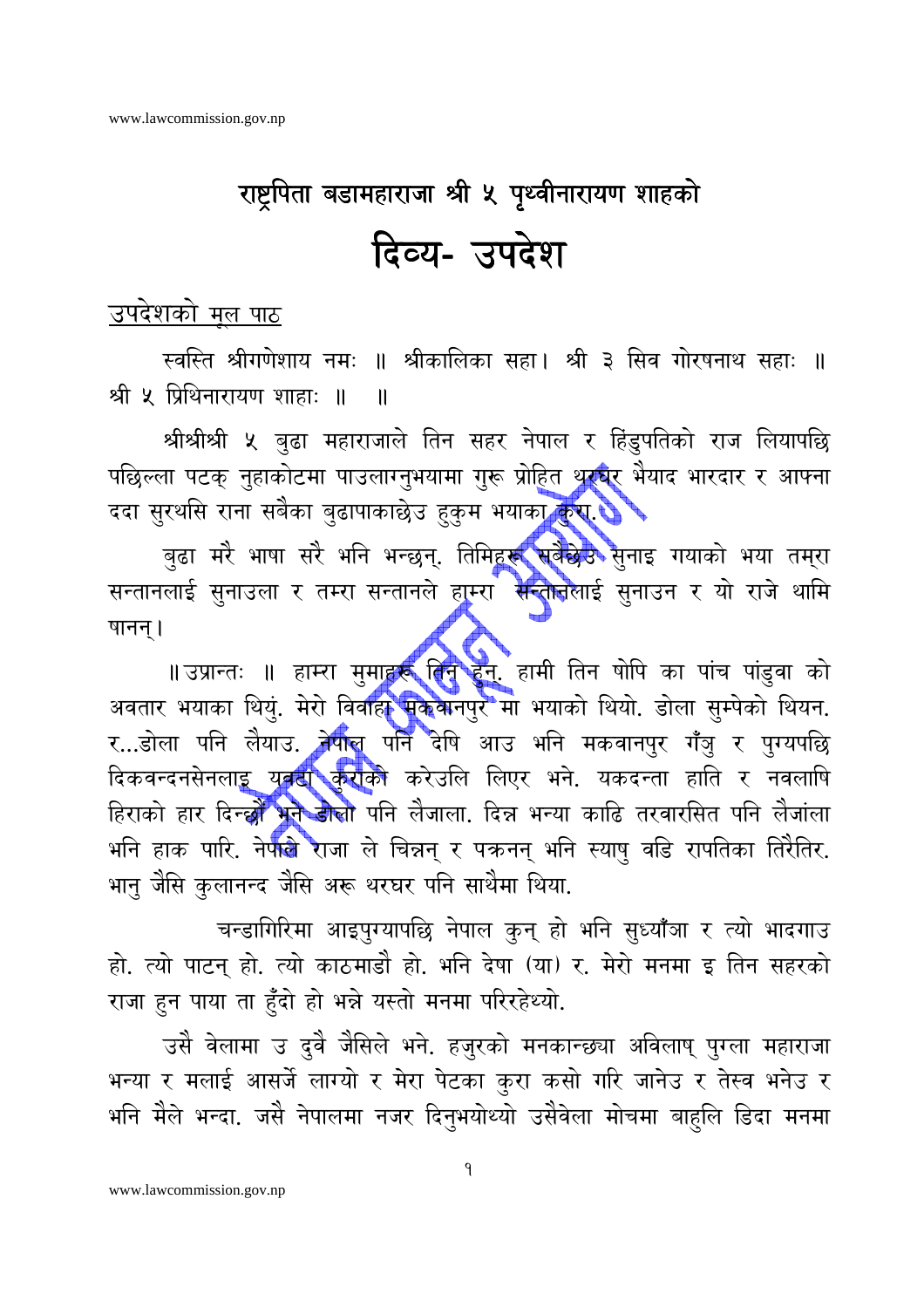# राष्ट्रपिता बडामहाराजा श्री ५ पृथ्वीनारायण शाहको

# दिव्य- उपदेश

## उपदेशको मूल पाठ

स्वस्ति श्रीगणेशाय नमः ॥ श्रीकालिका सहा। श्री ३ सिव गोरषनाथ सहाः ॥ श्री ५ प्रिथिनारायण शाहाः ॥ ॥

श्रीश्रीश्री ५ बुढा महाराजाले तिन सहर नेपाल र हिंडुपतिको राज लियापछि पछिल्ला पटक् नुहाकोटमा पाउलाग्नुभयामा गुरू प्रोहित थरघर भैयाद भारदार र आफ्ना ददा सुरथसि राना सबैका बुढापाकाछेउ हुकुम भयाका कुरा.

बुढा मरै भाषा सरै भनि भन्छन्. तिमिहरू सबैछेउ सुनाइ गयाको भया तम्रा सन्तानलाई सुनाउला र तम्रा सन्तानले हाम्रा सन्तानलाई सुनाउन र यो राजे थामि षानन्।

॥उप्रान्तः ॥ हाम्रा सुमाहरू तिन हुन्. हामी तिन षोपि का पांच पांडुवा को अवतार भयाका थियुं. मेरो विवाहा मकवानपुर मा भयाको थियो. डोला सुम्पेको थियन. र...डोला पनि लैयाउ. नेपाल पनि देषि आउ भनि मकवानपुर गँञु र पुग्यपछि दिकवन्दनसेनलाइ यवटा कुराको करेउलि लिएर भने. यकदन्ता हाति र नवलाषि हिराको हार दिन्छौं भने डोला पनि लैजाला. दिन्न भन्या काढि तरवारसित पनि लैजांला भनि हाक पारि. नेपाले राजा ले चिन्नन् र पक्रनन् भनि स्याषु वडि रापतिका तिरैतिर. भानु जैसि कुलानन्द जैसि अरू थरघर पनि साथैमा थिया.

चन्डागिरिमा आइपुग्यापछि नेपाल कुन् हो भनि सुध्याँञा र त्यो भादगाउ हो. त्यो पाटन् हो. त्यो काठमाडौ हो. भनि देषा (या) र. मेरो मनमा इ तिन सहरको राजा हुन पाया ता हुँदो हो भन्ने यस्तो मनमा परिरहेथ्यो.

उसै वेलामा उ दुवै जैसिले भने. हजुरको मनकान्छ्या अविलाष् पुग्ला महाराजा भन्या र मलाई आसर्जे लाग्यो र मेरा पेटका कुरा कसो गरि जानेउ र तेस्व भनेउ र भनि मैले भन्दा. जसै नेपालमा नजर दिनुभयोथ्यो उसैवेला मोचमा बाहुलि डिदा मनमा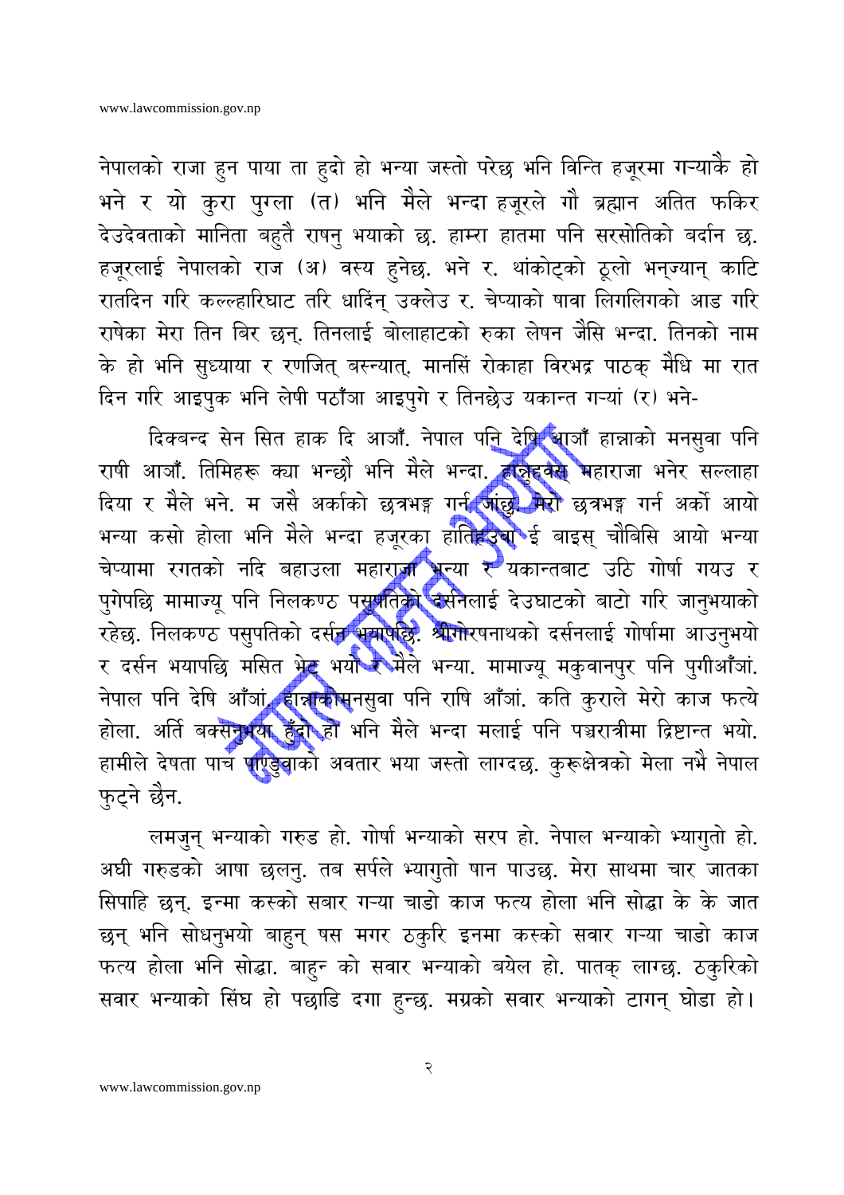नेपालको राजा हुन पाया ता हुदो हो भन्या जस्तो परेछ भनि विन्ति हजूरमा गऱ्याकै हो भने र यो कुरा पुग्ला (त) भनि मैले भन्दा हजूरले गौ ब्रह्मान अतित फकिर देउदेवताको मानिता बहुतै राषनु भयाको छ. हाम्रा हातमा पनि सरसोतिको बर्दान छ. हजूरलाई नेपालको राज (अ) वस्य हुनेछ. भने र. थांकोट्को ठूलो भन्ज्यान् काटि रातदिन गरि कल्लहारिघाट तरि धादिंन् उक्लेउ र. चेप्याको षावा लिगलिगको आड गरि राषेका मेरा तिन बिर छन्. तिनलाई बोलाहाटको रुका लेषन जैसि भन्दा. तिनको नाम के हो भनि सुध्याया र रणजित् बस्न्यात्. मानसिं रोकाहा विरभद्र पाठक् मैधि मा रात दिन गरि आइपुक भनि लेषी पठाँञा आइपुगे र तिनछेउ यकान्त गऱ्यां (र) भने-

दिक्बन्द सेन सित हाक दि आजाँ. नेपाल पनि देषि आजाँ हान्नाको मनसुवा पनि राषी आजाँ. तिमिहरू क्या भन्छौ भनि मैले भन्दा. हजूहवस् महाराजा भनेर सल्लाहा दिया र मैले भने. म जसै अर्काको छत्रभङ्ग गर्न जांछु. मेरो छत्रभङ्ग गर्न अर्को आयो भन्या कसो होला भनि मैले भन्दा हजूरका हातिहउचा ई बाइस् चौबिसि आयो भन्या चेप्यामा रगतको नदि बहाउला महाराजा भन्या र यकान्तबाट उठि गोर्षा गयउ र पुगेपछि मामाज्यू पनि निलकण्ठ पसुपतिको दर्सनलाई देउघाटको बाटो गरि जानुभयाको रहेछ. निलकण्ठ पसुपतिको दर्सन भयापछि. श्रीगोरषनाथको दर्सनलाई गोर्षामा आउनुभयो र दर्सन भयापछि मसित भेट भयो र मैले भन्या. मामाज्यू मकुवानपुर पनि पुगीआँञां. नेपाल पनि देषि आँञां. हान्नाकोमनसुवा पनि राषि आँञां. कति कुराले मेरो काज फत्ये होला. अर्ति बक्सनुभया हुँदो हो भनि मैले भन्दा मलाई पनि पञ्चरात्रीमा द्रिष्टान्त भयो. हामीले देषता पाच पाण्डुवाको अवतार भया जस्तो लाग्दछ. कुरूक्षेत्रको मेला नभै नेपाल फुट्ने छैन.

लमजुन् भन्याको गरुड हो. गोर्षा भन्याको सरप हो. नेपाल भन्याको भ्यागुतो हो. अघी गरुडको आषा छलनु. तब सर्पले भ्यागुतो षान पाउछ. मेरा साथमा चार जातका सिपाहि छन्. इन्मा कस्को सबार गऱ्या चाडो काज फत्य होला भनि सोद्धा के के जात छन् भनि सोधनुभयो बाहुन् षस मगर ठकुरि इनमा कस्को सवार गऱ्या चाडो काज फत्य होला भनि सोद्धा. बाहुन् को सवार भन्याको बयेल हो. पातक् लाग्छ. ठकुरिको सवार भन्याको सिंघ हो पछाडि दगा हुन्छ. मग्रको सवार भन्याको टागन् घोडा हो।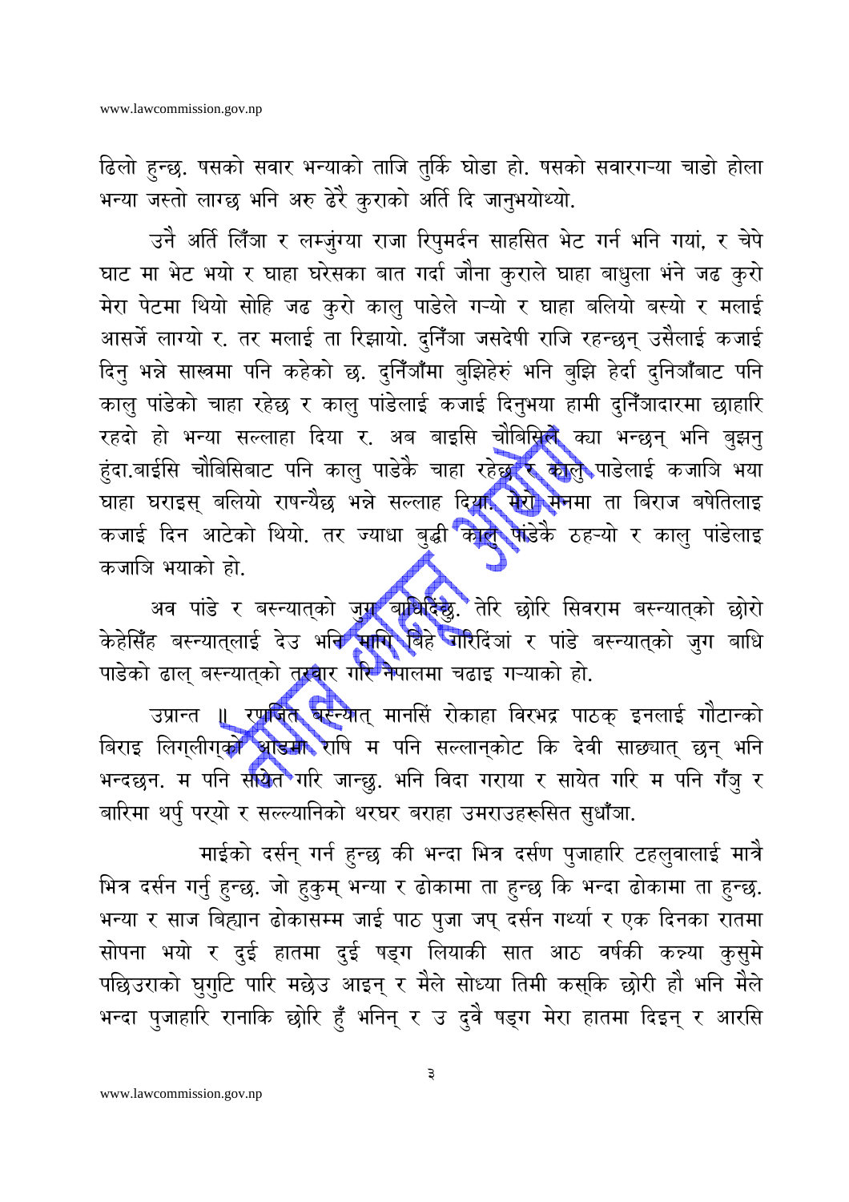ढिलो हुन्छ. षसको सवार भन्याको ताजि तुर्कि घोडा हो. षसको सवारगर्‍या चाडो होला भन्या जस्तो लाग्छ भनि अरु ढेरै कुराको अर्ति दि जानुभयोथ्यो.

उनै अर्ति लिँञा र लम्जुंग्या राजा रिपुमर्दन साहसित भेट गर्न भनि गयां, र चेपे घाट मा भेट भयो र घाहा घरेसका बात गर्दा जौना कुराले घाहा बाधुला भंने जढ कुरो मेरा पेटमा थियो सोहि जढ कुरो कालु पाडेले गर्‍यो र घाहा बलियो बस्यो र मलाई आसर्जे लाग्यो र. तर मलाई ता रिझायो. दुनिँञा जसदेषी राजि रहन्छन् उसैलाई कजाई दिनु भन्ने सास्त्रमा पनि कहेको छ. दुनिँञाँमा बुझिहेरुं भनि बुझि हेर्दा दुनिञाँबाट पनि कालु पांडेको चाहा रहेछ र कालु पांडेलाई कजाई दिनुभया हामी दुनिँञादारमा छाहारि रहदो हो भन्या सल्लाहा दिया र. अब बाइसि चौबिसिले क्या भन्छन् भनि बुझनु हुंदा.बाईसि चौबिसिबाट पनि कालु पाडेकै चाहा रहेछ र कालु पाडेलाई कजाञि भया घाहा घराइस् बलियो राषन्यैछ भन्ने सल्लाह दिया. मेरो मनमा ता बिराज बषेतिलाइ कजाई दिन आटेको थियो. तर ज्याधा बुद्धी कालु पांडेकै ठहर्‍यो र कालु पांडेलाइ कजाञि भयाको हो.

अव पांडे र बस्न्यात्को जुग बाधिदिंछु. तेरि छोरि सिवराम बस्न्यात्को छोरो केहेसिँह बस्न्यात्लाई देउ भनि मागि बिहे गरिदिंञां र पांडे बस्न्यात्को जुग बाधि पाडेको ढाल् बस्न्यात्को तरवार गरि नेपालमा चढाइ गर्‍याको हो.

उप्रान्त ॥ रणजित बस्न्यात् मानसिं रोकाहा विरभद्र पाठक् इनलाई गौटान्को बिराइ लिग्लीग्को आडमा राषि म पनि सल्लान्कोट कि देवी साछ्यात् छन् भनि भन्दछन. म पनि सायेत गरि जान्छु. भनि विदा गराया र सायेत गरि म पनि गँञु र बारिमा थर्पु पर्‍यो र सल्ल्यानिको थरघर बराहा उमराउहरूसित सुधाँञा.

माईको दर्सन् गर्न हुन्छ की भन्दा भित्र दर्सण पुजाहारि टहलुवालाई मात्रै भित्र दर्सन गर्नु हुन्छ. जो हुकुम् भन्या र ढोकामा ता हुन्छ कि भन्दा ढोकामा ता हुन्छ. भन्या र साज बिह्यान ढोकासम्म जाई पाठ पुजा जप् दर्सन गर्थ्या र एक दिनका रातमा सोपना भयो र दुई हातमा दुई षड्ग लियाकी सात आठ वर्षकी कन्न्या कुसुमे पछिउराको घुगुटि पारि मछेउ आइन् र मैले सोध्या तिमी कस्कि छोरी हौ भनि मैले भन्दा पुजाहारि रानाकि छोरि हुँ भनिन् र उ दुवै षड्ग मेरा हातमा दिइन् र आरसि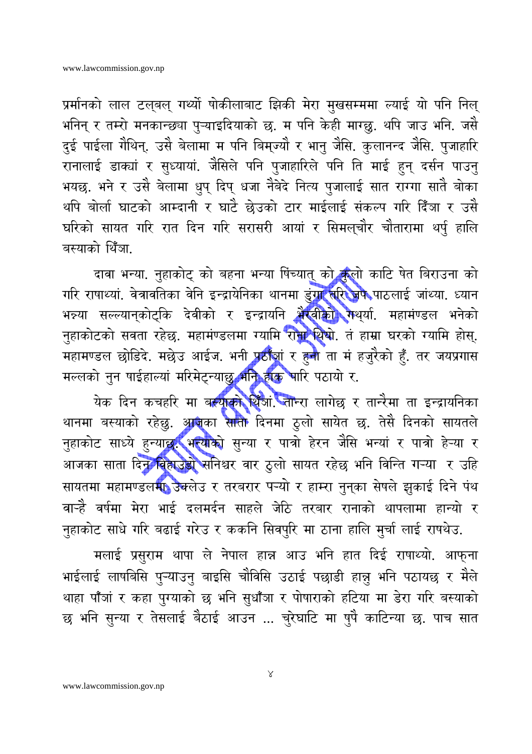प्रर्मानको लाल टल्बल् गर्थ्यो षोकीलाबाट झिकी मेरा मुखसम्ममा ल्याई यो पनि निल् भनिन् र तम्रो मनकान्छ्या पुऱ्याइदियाको छ. म पनि केही माग्छु. थपि जाउ भनि. जसै दुई पाईला गैथिन्. उसै बेलामा म पनि बिम्ज्यौ र भानु जैसि. कुलानन्द जैसि. पुजाहारि रानालाई डाक्यां र सुध्यायां. जैसिले पनि पुजाहारिले पनि ति माई हुन् दर्सन पाउनु भयछ. भने र उसै बेलामा धुप् दिप् धजा नैबेदे नित्य पुजालाई सात राग्गा सातै बोका थपि बोर्ला घाटको आम्दानी र घाटै छेउको टार माईलाई संकल्प गरि दिँञा र उसै घरिको सायत गरि रात दिन गरि सरासरी आयां र सिमल्चौर चौतारामा थर्पु हालि बस्याको थिँञा.

दावा भन्या. नुहाकोट् को बहना भन्या षिंच्यात् को कुलो काटि षेत बिराउना को गरि राषाथ्यां. वेत्रावतिका वेनि इन्द्रायेनिका थानमा डुंगा तरि जप पाठलाई जांथ्या. ध्यान भन्न्या सल्ल्यान्कोट्कि देवीको र इन्द्रायनि भैरवीको गर्थ्यां. महामंण्डल भनेको नुहाकोटको सवता रहेछ. महामंण्डलमा ग्यामि राना थियो. तं हाम्रा घरको ग्यामि होस्. महामण्डल छोडिदे. मछेउ आईज. भनी पठाँञां र हुन्या ता मं हजुरैको हुँ. तर जयप्रगास मल्लको नुन षाईहाल्यां मरिमेट्न्याछु भनि हाक षारि पठायो र.

येक दिन कचहरि मा बस्याको थिँञां. तान्रा लागेछ र तान्रैमा ता इन्द्रायनिका थानमा बस्याको रहेछु. आजका साता दिनमा ठुलो सायेत छ. तेसै दिनको सायतले नुहाकोट साध्ये हुन्याछ. भन्याको सुन्या र पात्रो हेरन जैसि भन्यां र पात्रो हेऱ्या र आजका साता दिन बिहाउडो सनिश्चर वार ठुलो सायत रहेछ भनि विन्ति गऱ्या र उहि सायतमा महामण्डलमा उक्लेउ र तरबरार पऱ्यो र हाम्रा नुन्का सेषले झुकाई दिने पंथ वार्है वर्षमा मेरा भाई दलमर्दन साहले जेठि तरबार रानाको थापलामा हान्यो र नुहाकोट साधे गरि बढाई गरेउ र ककनि सिवपुरि मा ठाना हालि मुर्चा लाई राषथेउ.

मलाई प्रसुराम थापा ले नेपाल हान्न आउ भनि हात दिई राषाथ्यो. आफ्ना भाईलाई लाषबिसि पुऱ्याउनु बाइसि चौबिसि उठाई पछाडी हान्नु भनि पठायछ र मैले थाहा पाँञां र कहा पुग्याको छ भनि सुधाँञा र पोषाराको हटिया मा डेरा गरि बस्याको छ भनि सुन्या र तेसलाई बैठाई आउन ... चुरेघाटि मा षुपै काटिन्या छ. पाच सात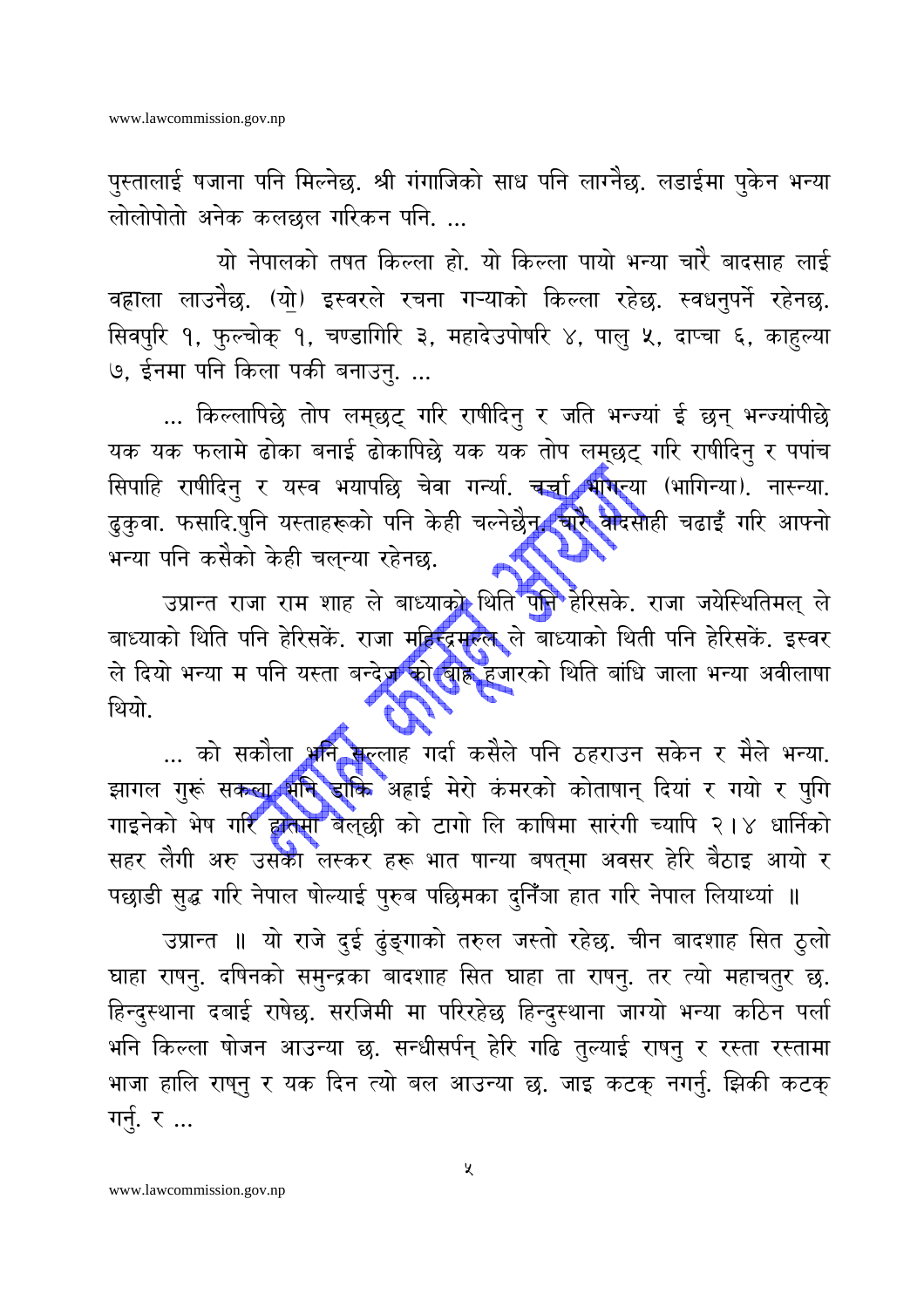पुस्तालाई षजाना पनि मिल्नेछ. श्री गंगाजिको साध पनि लाग्नैछ. लडाईमा पुकेन भन्या लोलोपोतो अनेक कलछल गरिकन पनि. ...

यो नेपालको तषत किल्ला हो. यो किल्ला पायो भन्या चारै बादसाह लाई वह्राला लाउनैछ. (यो) इस्वरले रचना गऱ्याको किल्ला रहेछ. स्वधनुपर्ने रहेनछ. सिवपुरि १, फुल्चोक् १, चण्डागिरि ३, महादेउपोषरि ४, पालु ५, दाप्चा ६, काहुल्या ७, ईनमा पनि किला पकी बनाउनु. ...

... किल्लापिछे तोप लमछट् गरि राषीदिनु र जति भन्ज्यां ई छन् भन्ज्यांपीछे यक यक फलामे ढोका बनाई ढोकापिछे यक यक तोप लमछट् गरि राषीदिनु र पपांच सिपाहि राषीदिनु र यस्व भयापछि चेवा गर्न्या. चर्चा भागन्या (भागिन्या). नास्न्या. ढुकुवा. फसादि.षुनि यस्ताहरूको पनि केही चल्नेछैन. चारै बादसाही चढाइँ गरि आफ्नो भन्या पनि कसैको केही चल्न्या रहेनछ.

उप्रान्त राजा राम शाह ले बाध्याको थिति पनि हेरिसके. राजा जयेस्थितिमल् ले बाध्याको थिति पनि हेरिसकें. राजा महिन्द्रमल्ल ले बाध्याको थिती पनि हेरिसकें. इस्वर ले दियो भन्या म पनि यस्ता बन्देज को बाह्र हजारको थिति बांधि जाला भन्या अवीलाषा थियो.

... को सकौला भनि सल्लाह गर्दा कसैले पनि ठहराउन सकेन र मैले भन्या. झागल गुरूं सकल्या भनि डाकि अह्राई मेरो कंमरको कोताषान् दियां र गयो र पुगि गाइनेको भेष गरि हातमा बेल्छी को टागो लि काषिमा सारंगी च्यापि २।४ धार्निको सहर लैगी अरु उसको लस्कर हरू भात षान्या बषत्मा अवसर हेरि बैठाइ आयो र पछाडी सुद्ध गरि नेपाल षोल्याई पुरुब पछिमका दुनिँञा हात गरि नेपाल लियाथ्यां ॥

उप्रान्त ॥ यो राजे दुई ढुंङ्गाको तरुल जस्तो रहेछ. चीन बादशाह सित ठुलो घाहा राषनु. दषिनको समुन्द्रका बादशाह सित घाहा ता राषनु. तर त्यो महाचतुर छ. हिन्दुस्थाना दबाई राषेछ. सरजिमी मा परिरहेछ हिन्दुस्थाना जाग्यो भन्या कठिन पर्ला भनि किल्ला षोजन आउन्या छ. सन्धीसर्पन् हेरि गढि तुल्याई राषनु र रस्ता रस्तामा भाजा हालि राष्नु र यक दिन त्यो बल आउन्या छ. जाइ कटक् नगर्नु. झिकी कटक् गर्नु. र ...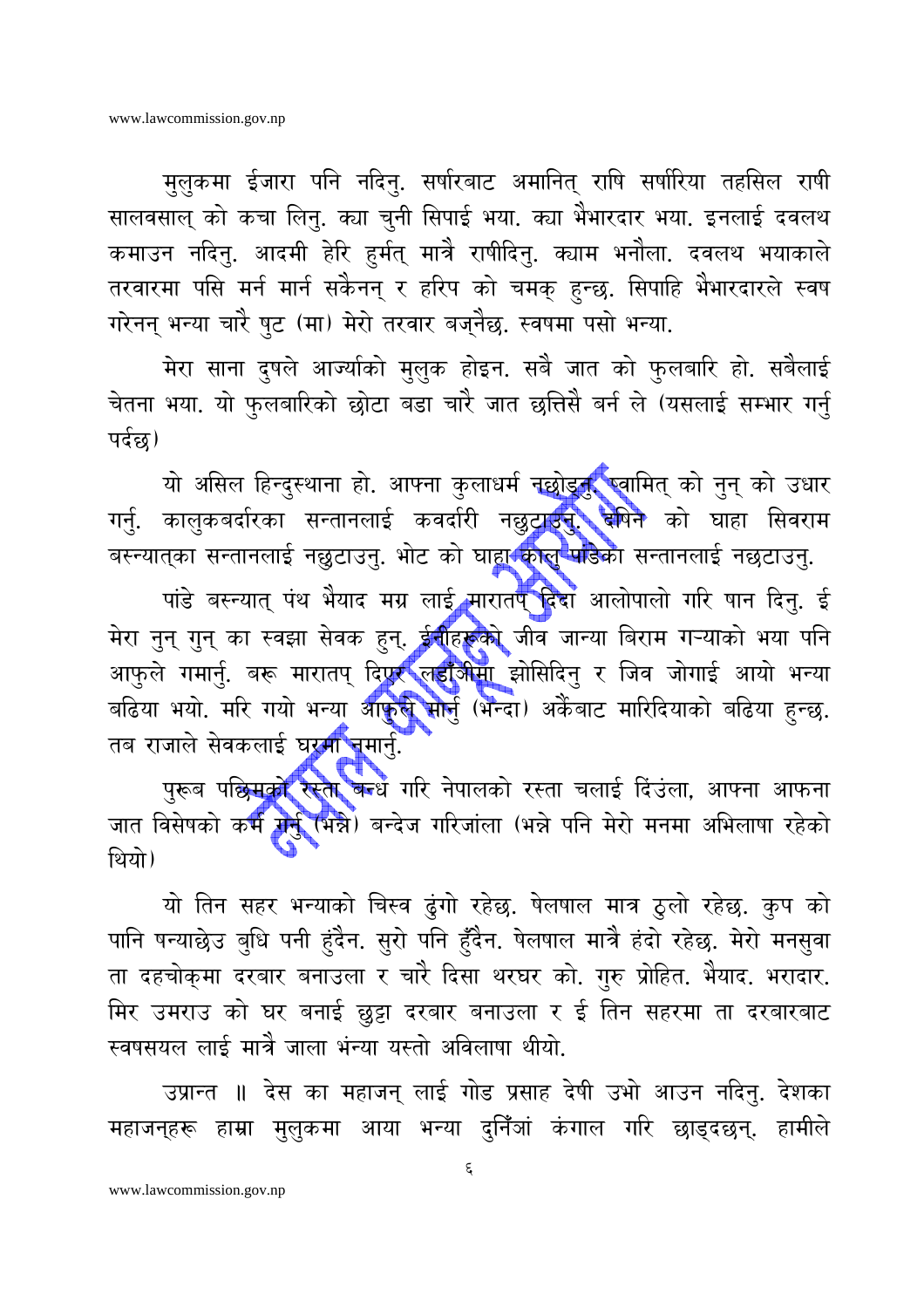मुलुकमा ईजारा पनि नदिनु. सर्षारबाट अमानित् राषि सर्षारिया तहसिल राषी सालवसाल् को कचा लिनु. क्या चुनी सिपाई भया. क्या भैभारदार भया. इनलाई दवलथ कमाउन नदिनु. आदमी हेरि हुर्मत् मात्रै राषीदिनु. क्याम भनौला. दवलथ भयाकाले तरवारमा पसि मर्न मार्न सकैनन् र हरिप को चमक् हुन्छ. सिपाहि भैभारदारले स्वष गरेनन् भन्या चारै षुट (मा) मेरो तरवार बज्नैछ. स्वषमा पसो भन्या.

मेरा साना दुषले आर्ज्याको मुलुक होइन. सबै जात को फुलबारि हो. सबैलाई चेतना भया. यो फुलबारिको छोटा बडा चारै जात छत्तिसै बर्न ले (यसलाई सम्भार गर्नु पर्दछ)

यो असिल हिन्दुस्थाना हो. आफ्ना कुलाधर्म नछोड्नु. स्वामित् को नुन् को उधार गर्नु. कालुकबर्दारका सन्तानलाई कवर्दारी नछुटाउनु. क्षिने को घाहा सिवराम बस्न्यात्का सन्तानलाई नछुटाउनु. भोट को घाहा कालु पांडेका सन्तानलाई नछुटाउनु.

पांडे बस्न्यात् पंथ भैयाद मग्र लाई मारातप् दिदा आलोपालो गरि षान दिनु. ई मेरा नुन् गुन् का स्वझा सेवक हुन्. ईनीहरूको जीव जान्या बिराम गऱ्याको भया पनि आफुले गमार्नु. बरू मारातप् दिएर लडाँजीमा झोसिदिनु र जिव जोगाई आयो भन्या बढिया भयो. मरि गयो भन्या आफुले मार्नु (भन्दा) अर्कैबाट मारिदियाको बढिया हुन्छ. तब राजाले सेवकलाई घरमा नमार्नु.

पुरूब पछिमको रस्ता बन्ध गरि नेपालको रस्ता चलाई दिंउंला, आफ्ना आफना जात विसेषको कर्म गर्नु (भन्ने) बन्देज गरिजांला (भन्ने पनि मेरो मनमा अभिलाषा रहेको थियो)

यो तिन सहर भन्याको चिस्व ढुंगो रहेछ. षेलषाल मात्र ठुलो रहेछ. कुप को पानि षन्याछेउ बुधि पनी हुंदैन. सुरो पनि हुँदैन. षेलषाल मात्रै हंदो रहेछ. मेरो मनसुवा ता दहचोक्मा दरबार बनाउला र चारै दिसा थरघर को. गुरु प्रोहित. भैयाद. भरादार. मिर उमराउ को घर बनाई छुट्टा दरबार बनाउला र ई तिन सहरमा ता दरबारबाट स्वषसयल लाई मात्रै जाला भंन्या यस्तो अविलाषा थीयो.

उप्रान्त ॥ देस का महाजन् लाई गोड प्रसाह देषी उभो आउन नदिनु. देशका महाजन्हरू हाम्रा मुलुकमा आया भन्या दुनिँजां कंगाल गरि छाड्दछन्. हामीले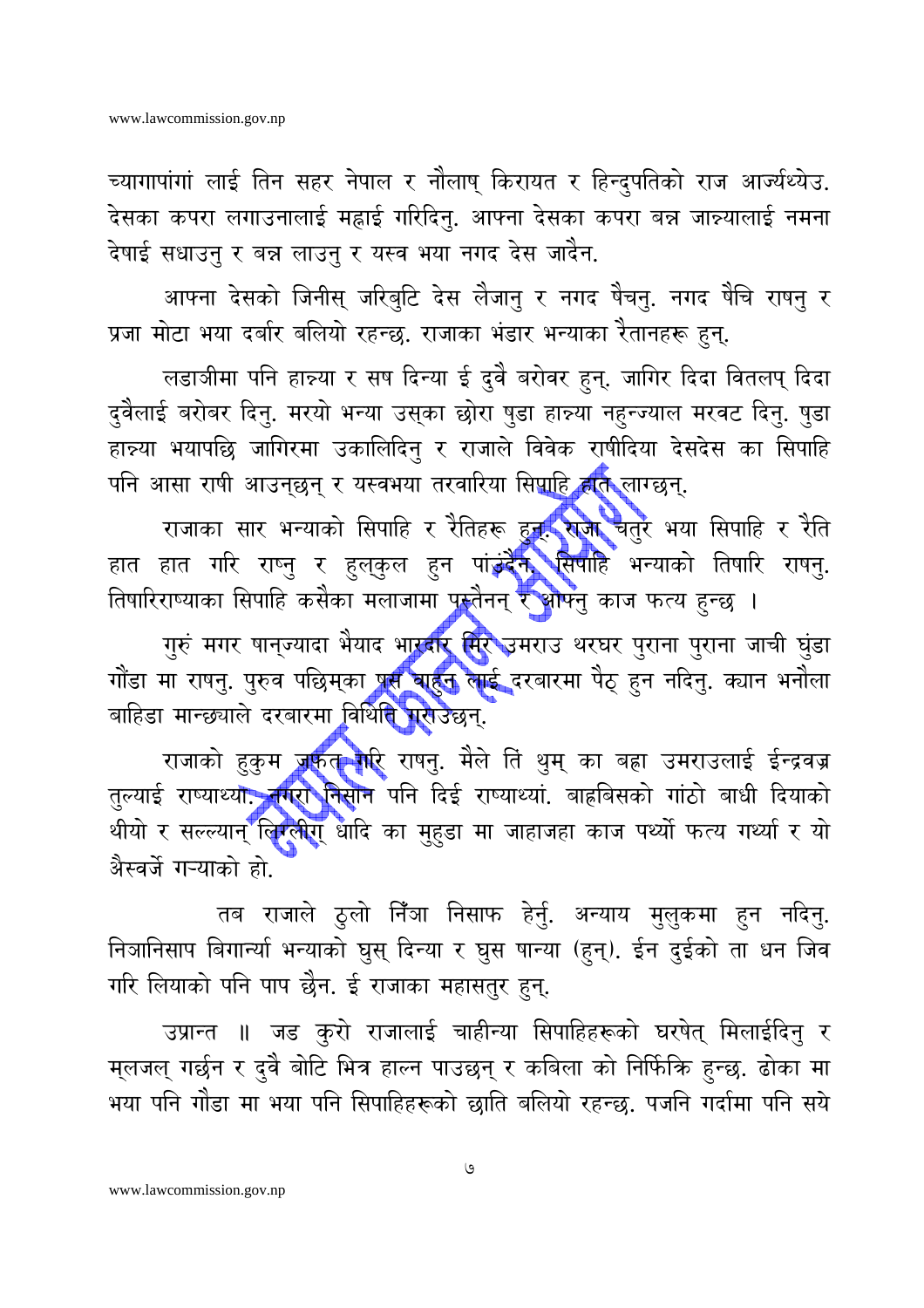च्यागापांगां लाई तिन सहर नेपाल र नौलाष् किरायत र हिन्दुपतिको राज आर्ज्यथ्येउ. देसका कपरा लगाउनालाई मह्याई गरिदिनु. आफ्ना देसका कपरा बन्न जान्यालाई नमना देषाई सधाउनु र बन्न लाउनु र यस्व भया नगद देस जादैन.

आफ्ना देसको जिनीस् जरिबुटि देस लैजानु र नगद षैचनु. नगद षैचि राषनु र प्रजा मोटा भया दर्बार बलियो रहन्छ. राजाका भंडार भन्याका रैतानहरू हुन्.

लडाञीमा पनि हान्या र सष दिन्या ई दुवै बरोवर हुन्. जागिर दिदा वितलप् दिदा दुवैलाई बरोबर दिनु. मरयो भन्या उस्का छोरा षुडा हान्या नहुन्ज्याल मरवट दिनु. षुडा हान्या भयापछि जागिरमा उकालिदिनु र राजाले विवेक राषीदिया देसदेस का सिपाहि पनि आसा राषी आउनछन् र यस्वभया तरवारिया सिपाहि हात लाग्छन्.

राजाका सार भन्याको सिपाहि र रैतिहरू हुन्. राजा चतुर भया सिपाहि र रैति हात हात गरि राष्नु र हुलुकुल हुन पांउदैन. सिपाहि भन्याको तिषारि राषनु. तिषारिराष्याका सिपाहि कसैका मलाजामा पस्तैनन् र आफ्नु काज फत्य हुन्छ ।

गुरुं मगर षान्ज्यादा भैयाद भारदार सिर उमराउ थरघर पुराना पुराना जाची घुंडा गौंडा मा राषनु. पुरुव पछिम्का प्रस बाहुन् लाई दरबारमा पैठ् हुन नदिनु. क्यान भनौला बाहिडा मान्छ्याले दरबारमा विथिति गराउछन्.

राजाको हुकुम जफत गरि राषनु. मैले तिं थुम् का बहा उमराउलाई ईन्द्रवज्र तुल्याई राष्याथ्यां. नगरा निसान पनि दिई राष्याथ्यां. बाह्रबिसको गांठो बाधी दियाको थीयो र सल्ल्यान् लिग्लीग् धादि का मुहुडा मा जाहाजहा काज पर्थ्यो फत्य गर्थ्या र यो अैस्वर्जे गऱ्याको हो.

तब राजाले ठुलो निँञा निसाफ हेर्नु. अन्याय मुलुकमा हुन नदिनु. निञानिसाप बिगार्न्या भन्याको घुस् दिन्या र घुस षान्या (हुन्). ईन दुईको ता धन जिव गरि लियाको पनि पाप छैन. ई राजाका महासतुर हुन्.

उप्रान्त ॥ जड कुरो राजालाई चाहीन्या सिपाहिहरूको घरषेत् मिलाईदिनु र म्लजल् गर्छन र दुवै बोटि भित्र हाल्न पाउछन् र कबिला को निर्फिक्रि हुन्छ. ढोका मा भया पनि गौंडा मा भया पनि सिपाहिहरूको छाति बलियो रहन्छ. पजनि गर्दामा पनि सये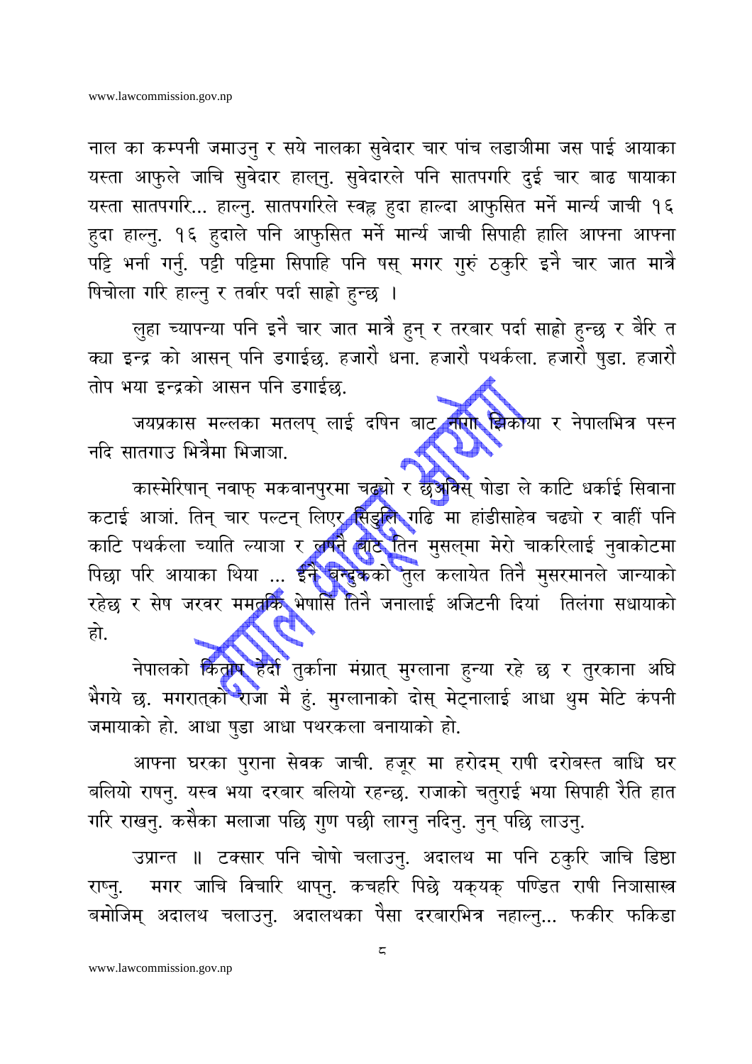नाल का कम्पनी जमाउनु र सये नालका सुवेदार चार पांच लडाञीमा जस पाई आयाका यस्ता आफुले जाचि सुवेदार हाल्नु. सुवेदारले पनि सातपगरि दुई चार बाढ षायाका यस्ता सातपगरि... हाल्नु. सातपगरिले स्वह्न हुदा हाल्दा आफुसित मर्ने मार्न्य जाची १६ हुदा हाल्नु. १६ हुदाले पनि आफुसित मर्ने मार्न्य जाची सिपाही हालि आफ्ना आफ्ना पट्टि भर्ना गर्नु. पट्टी पट्टिमा सिपाहि पनि षस् मगर गुरुं ठकुरि इनै चार जात मात्रै षिचोला गरि हाल्नु र तर्वार पर्दा साह्रो हुन्छ ।

लुहा च्यापन्या पनि इनै चार जात मात्रै हुन् र तरबार पर्दा साहो हुन्छ र बैरि त क्या इन्द्र को आसन् पनि डगाईछ. हजारौ धना. हजारौ पथर्कला. हजारौ षुडा. हजारौ तोप भया इन्द्रको आसन पनि डगाईछ.

जयप्रकास मल्लका मतलप् लाई दषिन बाट नागा झिकाया र नेपालभित्र पस्न नदि सातगाउ भित्रैमा भिजाञा.

कास्मेरिषान् नवाफ् मकवानपुरमा चढ्यो र छअविस् षोडा ले काटि धर्काई सिवाना कटाई आञां. तिन् चार पल्टन् लिएर सिङ्गलि गढि मा हांडीसाहेव चढ्यो र वाहीं पनि काटि पथर्कला च्याति ल्याञा र लगनै बाट तिन मुसल्मा मेरो चाकरिलाई नुवाकोटमा पिछा परि आयाका थिया ... इनै वन्दुकको तुल कलायेत तिनै मुसरमानले जान्याको रहेछ र सेष जरवर ममतकि भेषासि तिनै जनालाई अजिटनी दियां तिलंगा सधायाको हो.

नेपालको कितापु हेर्दा तुर्काना मंग्रात् मुग्लाना हुन्या रहे छ र तुरकाना अघि भैगये छ. मगरात्को राजा मै हुं. मुग्लानाको दोस् मेट्नालाई आधा थुम मेटि कंपनी जमायाको हो. आधा षुडा आधा पथरकला बनायाको हो.

आफ्ना घरका पुराना सेवक जाची. हजूर मा हरोदम् राषी दरोबस्त बाधि घर बलियो राषनु. यस्व भया दरबार बलियो रहन्छ. राजाको चतुराई भया सिपाही रैति हात गरि राखनु. कसैका मलाजा पछि गुण पछी लाग्नु नदिनु. नुन् पछि लाउनु.

उप्रान्त ॥ टक्सार पनि चोषो चलाउनु. अदालथ मा पनि ठकुरि जाचि डिष्ठा राष्नु. मगर जाचि विचारि थाप्नु. कचहरि पिछे यक्यक् पण्डित राषी निञासास्त्र बमोजिम् अदालथ चलाउनु. अदालथका पैसा दरबारभित्र नहाल्नु... फकीर फकिडा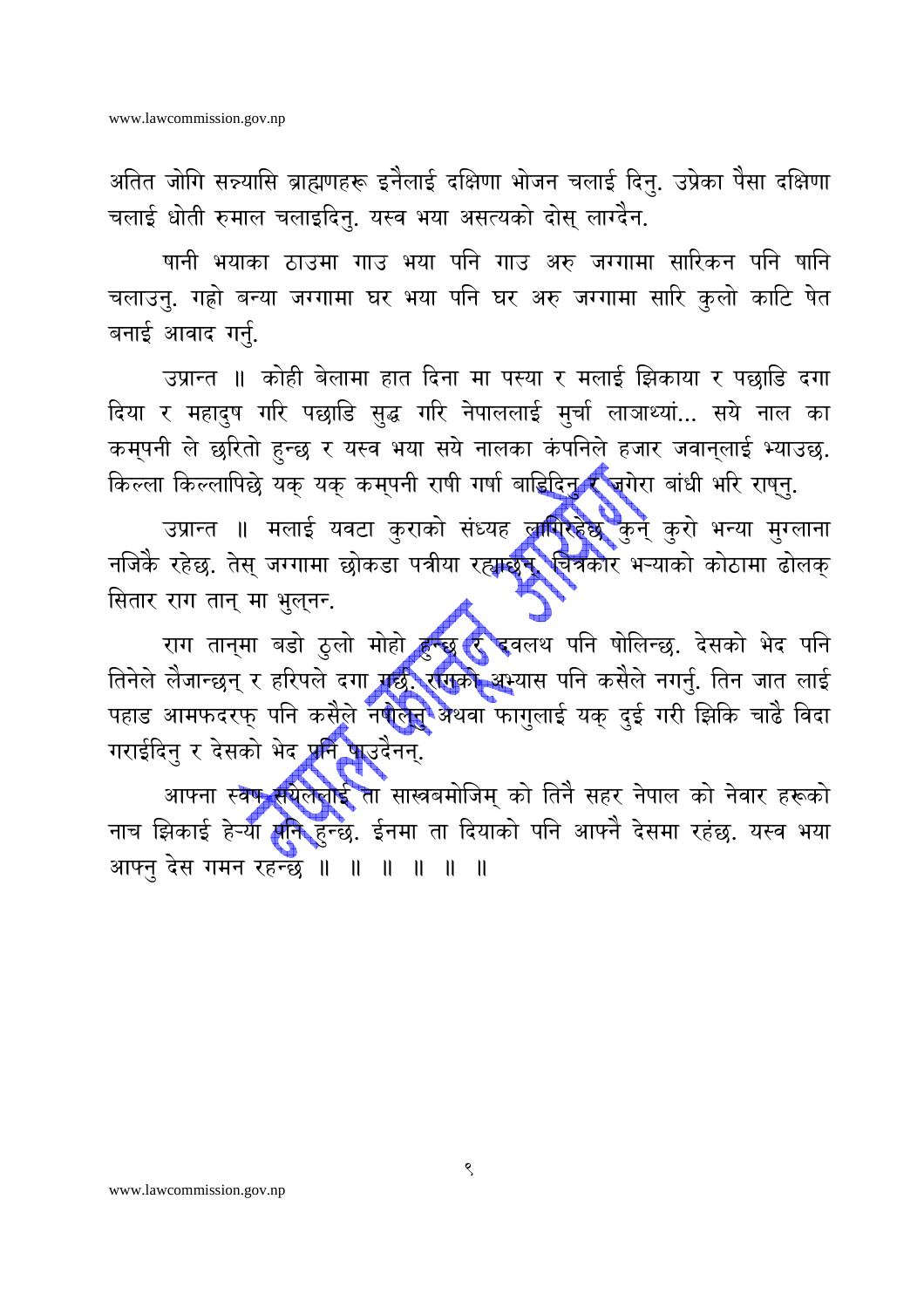अतित जोगि सन्न्यासि ब्राह्मणहरू इनैलाई दक्षिणा भोजन चलाई दिनु. उप्रेका पैसा दक्षिणा चलाई धोती रुमाल चलाइदिनु. यस्व भया असत्यको दोस् लाग्दैन.

षानी भयाका ठाउमा गाउ भया पनि गाउ अरु जग्गामा सारिकन पनि षानि चलाउनु. गह्रो बन्या जग्गामा घर भया पनि घर अरु जग्गामा सारि कुलो काटि षेत बनाई आवाद गर्नु.

उप्रान्त ॥ कोही बेलामा हात दिना मा पस्या र मलाई झिकाया र पछाडि दगा दिया र महादुष गरि पछाडि सुद्ध गरि नेपाललाई मुर्चा लाञाथ्यां... सये नाल का कम्पनी ले छरितो हुन्छ र यस्व भया सये नालका कंपनिले हजार जवान्लाई भ्याउछ. किल्ला किल्लापिछे यक् यक् कम्पनी राषी गर्षा बाड्दिनु र जगेरा बांधी भरि राष्नु.

उप्रान्त ॥ मलाई यवटा कुराको संध्यह लागिरहेछ, कुन् कुरो भन्या मुग्लाना नजिकै रहेछ. तेस् जग्गामा छोकडा पत्रीया रह्याछन्. चित्रकार भन्याको कोठामा ढोलक् सितार राग तान् मा भुल्नन्.

राग तान्मा बडो ठुलो मोहो हुन्छ र द्रवलथ पनि षोलिन्छ. देसको भेद पनि तिनेले लैजान्छन् र हरिपले दगा गर्छ. रागको अभ्यास पनि कसैले नगर्नु. तिन जात लाई पहाड आमफदरफ् पनि कसैले नषोल्नु अथवा फागुलाई यक् दुई गरी झिकि चाढै विदा गराईदिनु र देसको भेद पनि पाउदैनन्.

आफ्ना स्वष सयेललाई ता सास्त्रबमोजिम् को तिनै सहर नेपाल को नेवार हरूको नाच झिकाई हेर्‍या पनि हुन्छ. ईनमा ता दियाको पनि आफ्नै देसमा रहंछ. यस्व भया आफ्नु देस गमन रहन्छ ॥ ॥ ॥ ॥ ॥ ॥